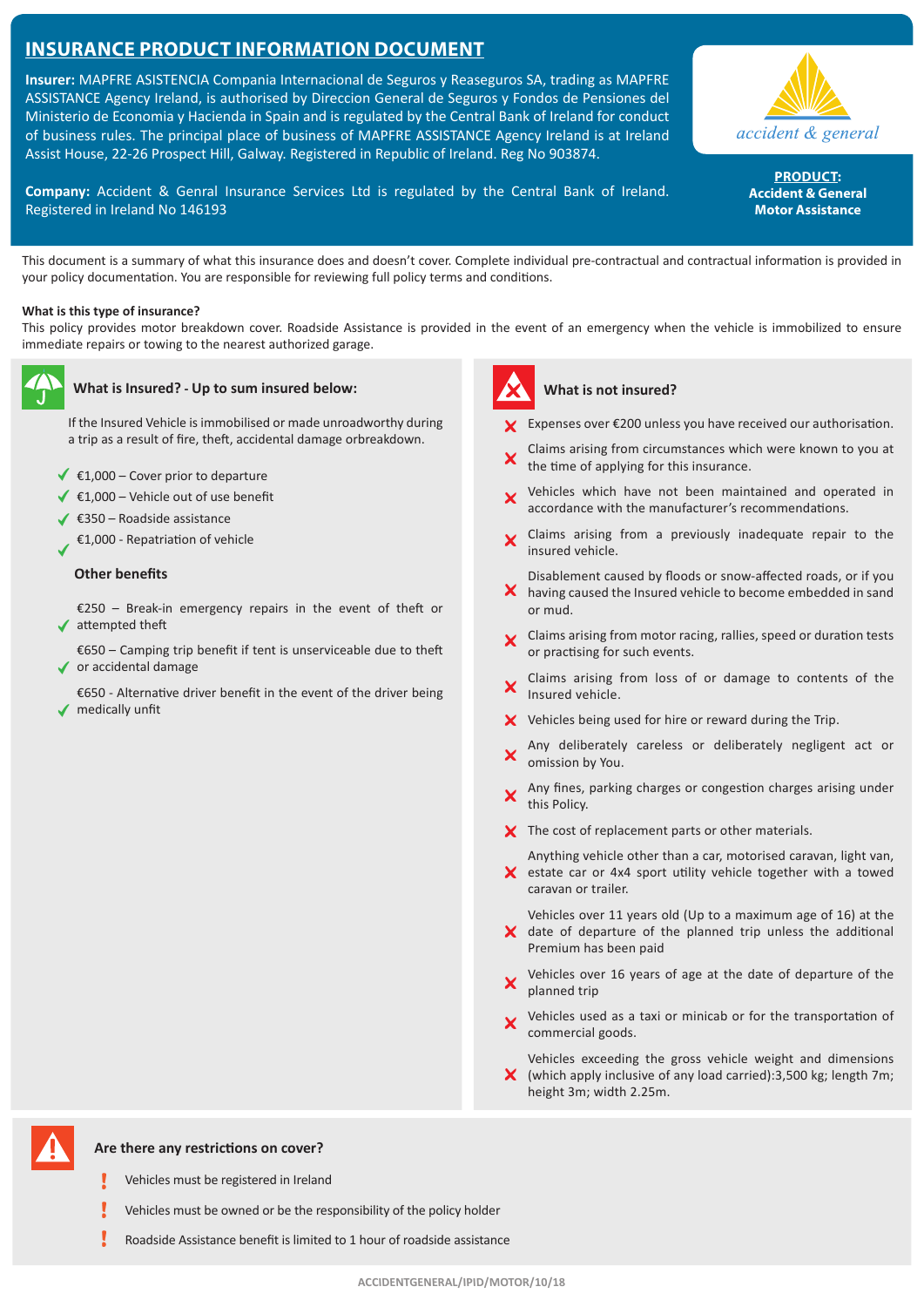# INSURANCE PRODUCT INFORMATION DOCUMENT

**Insurer:** MAPFRE ASISTENCIA Compania Internacional de Seguros y Reaseguros SA, trading as MAPFRE ASSISTANCE Agency Ireland, is authorised by Direccion General de Seguros y Fondos de Pensiones del Ministerio de Economia y Hacienda in Spain and is regulated by the Central Bank of Ireland for conduct of business rules. The principal place of business of MAPFRE ASSISTANCE Agency Ireland is at Ireland Assist House, 22-26 Prospect Hill, Galway. Registered in Republic of Ireland. Reg No 903874.

**Company:** Accident & Genral Insurance Services Ltd is regulated by the Central Bank of Ireland. Registered in Ireland No 146193

accident & general

**PRODUCT:**
**Accident & General Motor Assistance**

This document is a summary of what this insurance does and doesn't cover. Complete individual pre-contractual and contractual information is provided in your policy documentation. You are responsible for reviewing full policy terms and conditions.

**What is this type of insurance?**

This policy provides motor breakdown cover. Roadside Assistance is provided in the event of an emergency when the vehicle is immobilized to ensure immediate repairs or towing to the nearest authorized garage.

## What is Insured? - Up to sum insured below:

If the Insured Vehicle is immobilised or made unroadworthy during a trip as a result of fire, theft, accidental damage orbreakdown.

- ✓ €1,000 – Cover prior to departure
- ✓ €1,000 – Vehicle out of use benefit
- ✓ €350 – Roadside assistance
- ✓ €1,000 - Repatriation of vehicle

### Other benefits

- ✓ €250 – Break-in emergency repairs in the event of theft or attempted theft
- ✓ €650 – Camping trip benefit if tent is unserviceable due to theft or accidental damage
- ✓ €650 - Alternative driver benefit in the event of the driver being medically unfit

## What is not insured?

- ✗ Expenses over €200 unless you have received our authorisation.
- ✗ Claims arising from circumstances which were known to you at the time of applying for this insurance.
- ✗ Vehicles which have not been maintained and operated in accordance with the manufacturer's recommendations.
- ✗ Claims arising from a previously inadequate repair to the insured vehicle.
- ✗ Disablement caused by floods or snow-affected roads, or if you having caused the Insured vehicle to become embedded in sand or mud.
- ✗ Claims arising from motor racing, rallies, speed or duration tests or practising for such events.
- ✗ Claims arising from loss of or damage to contents of the Insured vehicle.
- ✗ Vehicles being used for hire or reward during the Trip.
- ✗ Any deliberately careless or deliberately negligent act or omission by You.
- ✗ Any fines, parking charges or congestion charges arising under this Policy.
- ✗ The cost of replacement parts or other materials.
- ✗ Anything vehicle other than a car, motorised caravan, light van, estate car or 4x4 sport utility vehicle together with a towed caravan or trailer.
- ✗ Vehicles over 11 years old (Up to a maximum age of 16) at the date of departure of the planned trip unless the additional Premium has been paid
- ✗ Vehicles over 16 years of age at the date of departure of the planned trip
- ✗ Vehicles used as a taxi or minicab or for the transportation of commercial goods.
- ✗ Vehicles exceeding the gross vehicle weight and dimensions (which apply inclusive of any load carried):3,500 kg; length 7m; height 3m; width 2.25m.

## Are there any restrictions on cover?

- ! Vehicles must be registered in Ireland
- ! Vehicles must be owned or be the responsibility of the policy holder
- ! Roadside Assistance benefit is limited to 1 hour of roadside assistance

ACCIDENTGENERAL/IPID/MOTOR/10/18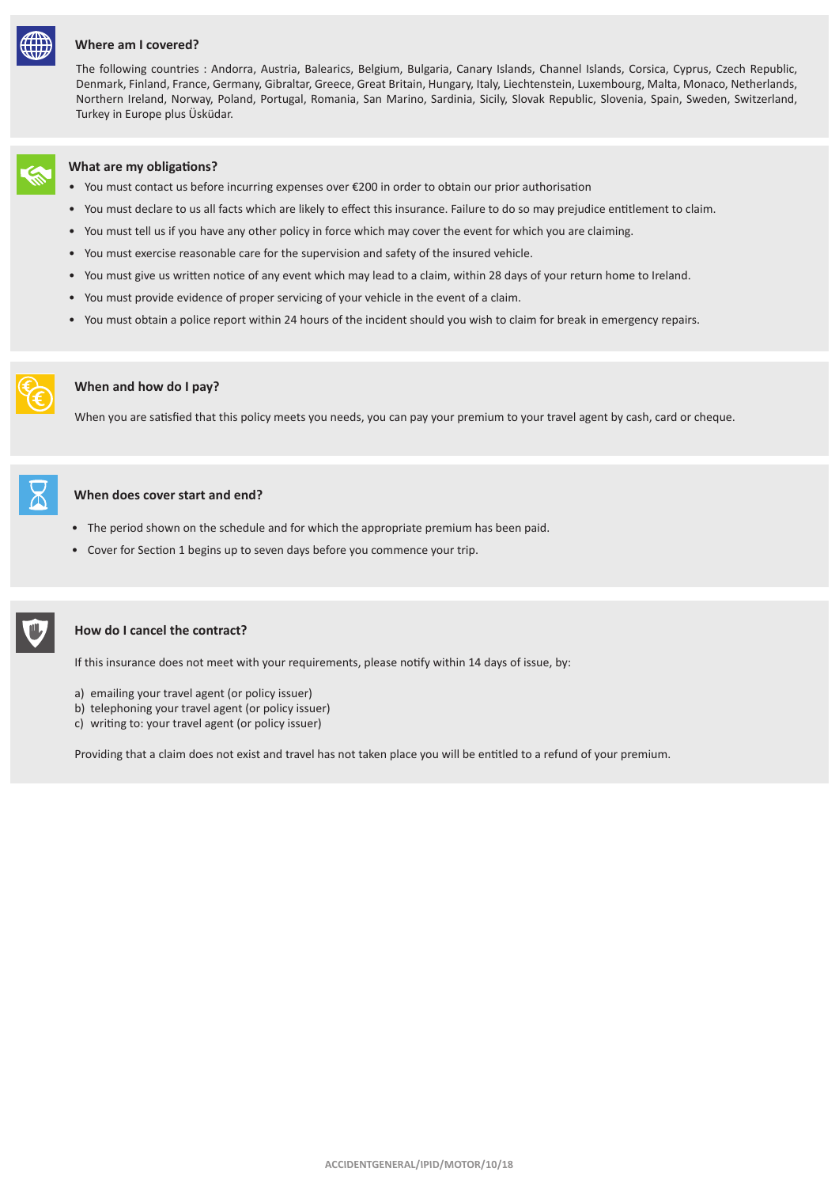## Where am I covered?

The following countries : Andorra, Austria, Balearics, Belgium, Bulgaria, Canary Islands, Channel Islands, Corsica, Cyprus, Czech Republic, Denmark, Finland, France, Germany, Gibraltar, Greece, Great Britain, Hungary, Italy, Liechtenstein, Luxembourg, Malta, Monaco, Netherlands, Northern Ireland, Norway, Poland, Portugal, Romania, San Marino, Sardinia, Sicily, Slovak Republic, Slovenia, Spain, Sweden, Switzerland, Turkey in Europe plus Üsküdar.

## What are my obligations?

- You must contact us before incurring expenses over €200 in order to obtain our prior authorisation
- You must declare to us all facts which are likely to effect this insurance. Failure to do so may prejudice entitlement to claim.
- You must tell us if you have any other policy in force which may cover the event for which you are claiming.
- You must exercise reasonable care for the supervision and safety of the insured vehicle.
- You must give us written notice of any event which may lead to a claim, within 28 days of your return home to Ireland.
- You must provide evidence of proper servicing of your vehicle in the event of a claim.
- You must obtain a police report within 24 hours of the incident should you wish to claim for break in emergency repairs.

## When and how do I pay?

When you are satisfied that this policy meets you needs, you can pay your premium to your travel agent by cash, card or cheque.

## When does cover start and end?

- The period shown on the schedule and for which the appropriate premium has been paid.
- Cover for Section 1 begins up to seven days before you commence your trip.

## How do I cancel the contract?

If this insurance does not meet with your requirements, please notify within 14 days of issue, by:

a) emailing your travel agent (or policy issuer)
b) telephoning your travel agent (or policy issuer)
c) writing to: your travel agent (or policy issuer)

Providing that a claim does not exist and travel has not taken place you will be entitled to a refund of your premium.

ACCIDENTGENERAL/IPID/MOTOR/10/18